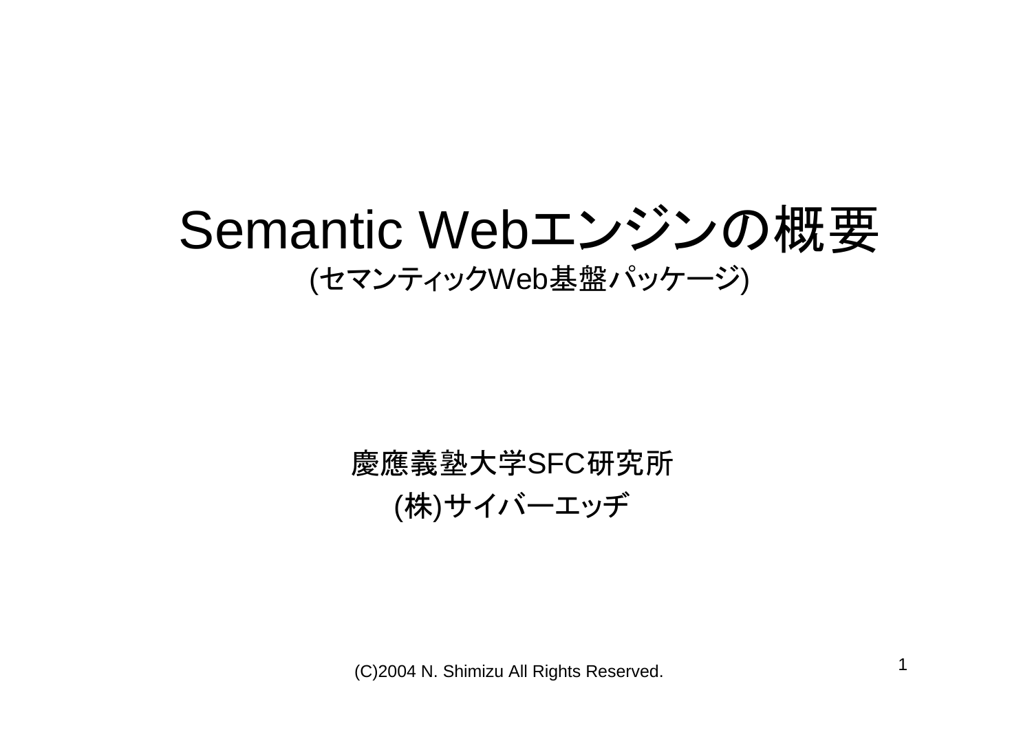# Semantic Webエンジンの概要

(セマンティックWeb基盤パッケージ)

慶應義塾大学SFC研究所

(株)サイバーエッヂ

(C)2004 N. Shimizu All Rights Reserved.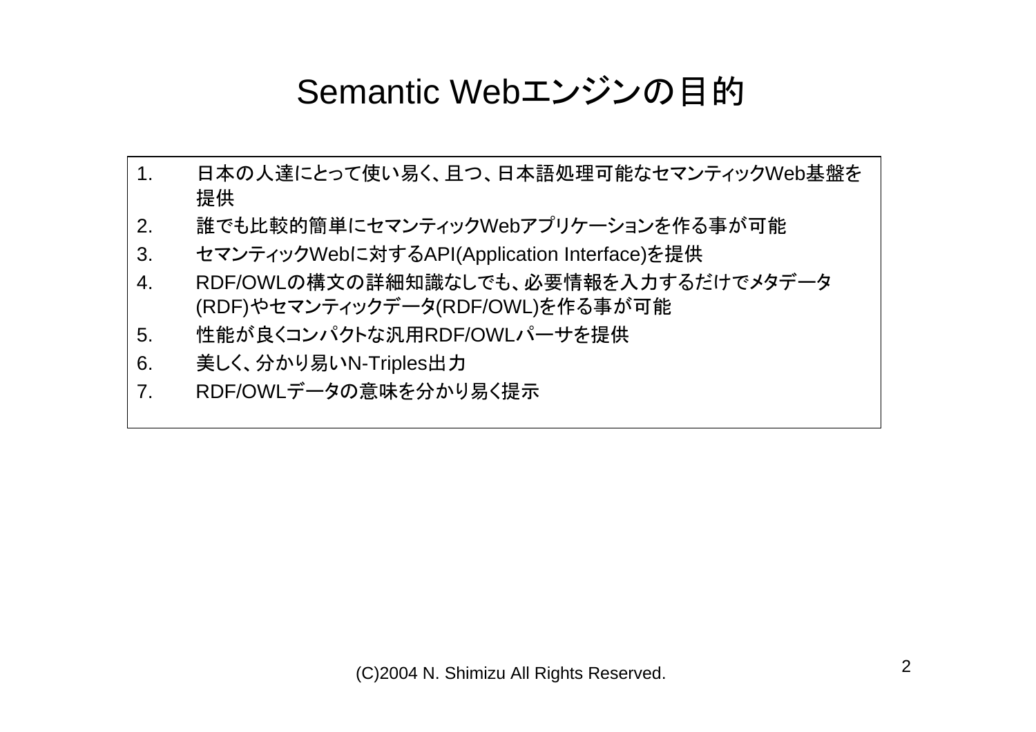# Semantic Webエンジンの目的

1. 日本の人達にとって使い易く、且つ、日本語処理可能なセマンティックWeb基盤を提供
2. 誰でも比較的簡単にセマンティックWebアプリケーションを作る事が可能
3. セマンティックWebに対するAPI(Application Interface)を提供
4. RDF/OWLの構文の詳細知識なしでも、必要情報を入力するだけでメタデータ(RDF)やセマンティックデータ(RDF/OWL)を作る事が可能
5. 性能が良くコンパクトな汎用RDF/OWLパーサを提供
6. 美しく、分かり易いN-Triples出力
7. RDF/OWLデータの意味を分かり易く提示

(C)2004 N. Shimizu All Rights Reserved.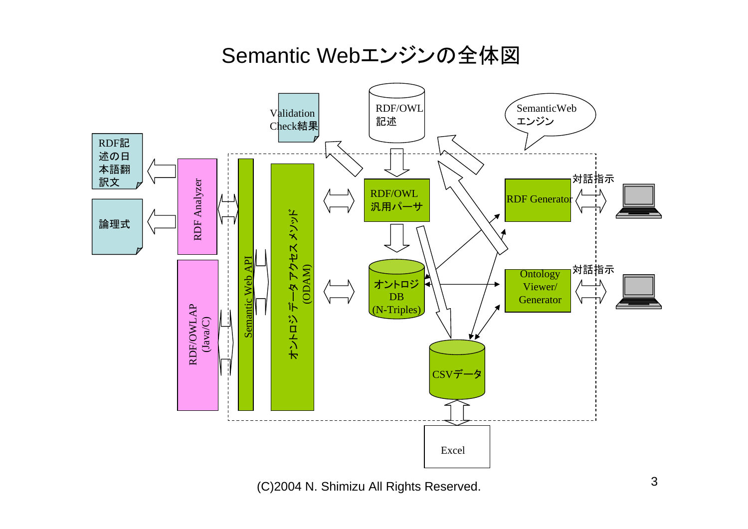# Semantic Webエンジンの全体図

Validation Check結果

RDF/OWL記述

SemanticWebエンジン

RDF記述の日本語翻訳文

論理式

RDF Analyzer

RDF/OWLAP (Java/C)

Semantic Web API

オントロジ データアクセス メソッド (ODAM)

RDF/OWL汎用パーサ

オントロジDB (N-Triples)

CSVデータ

Excel

RDF Generator

Ontology Viewer/ Generator

対話指示

対話指示

(C)2004 N. Shimizu All Rights Reserved.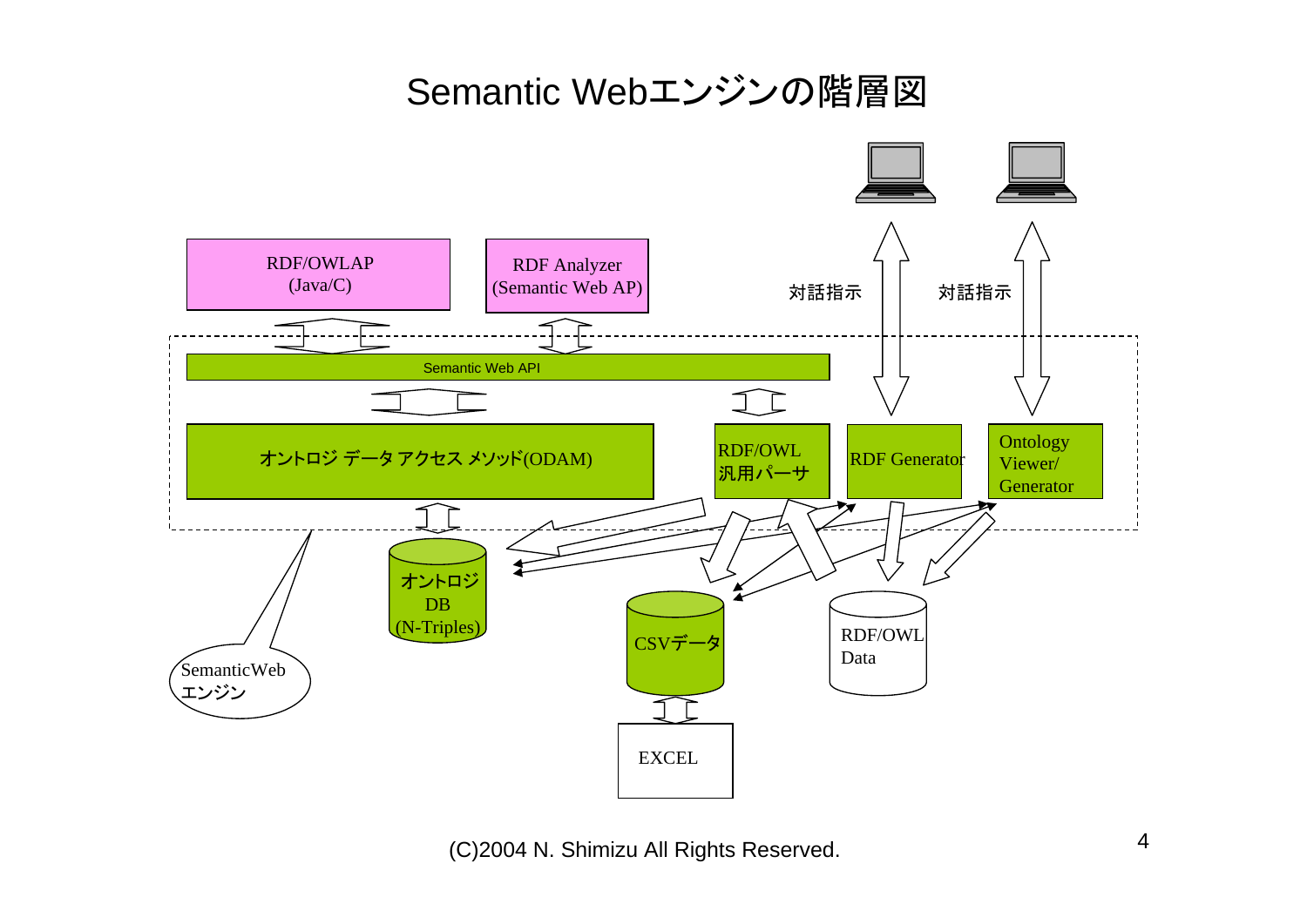# Semantic Webエンジンの階層図

RDF/OWLAP (Java/C)

RDF Analyzer (Semantic Web AP)

対話指示

対話指示

Semantic Web API

オントロジ データ アクセス メソッド(ODAM)

RDF/OWL 汎用パーサ

RDF Generator

Ontology Viewer/ Generator

オントロジ DB (N-Triples)

CSVデータ

RDF/OWL Data

EXCEL

SemanticWeb エンジン

(C)2004 N. Shimizu All Rights Reserved.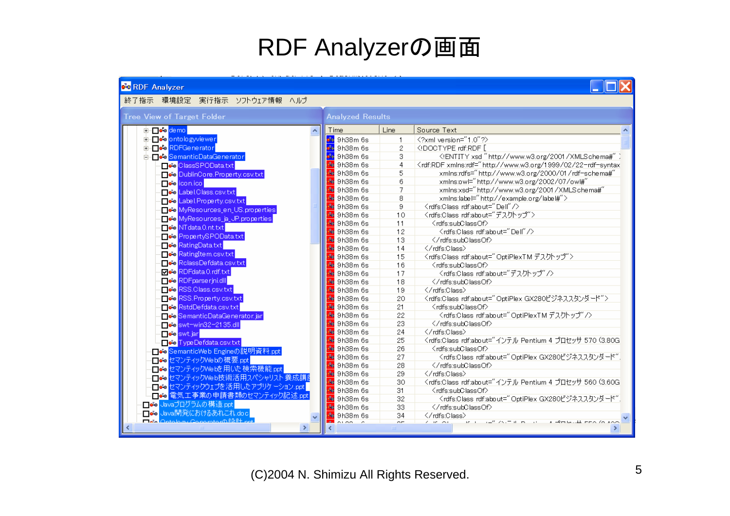# RDF Analyzerの画面

**RDF Analyzer**

終了指示　環境設定　実行指示　ソフトウェア情報　ヘルプ

**Tree View of Target Folder**

- demo
- ontologyviewer
- RDFGenerator
- SemanticDataGenerator
  - ClassSPOData.txt
  - DublinCore.Property.csv.txt
  - icon.ico
  - Label.Class.csv.txt
  - Label.Property.csv.txt
  - MyResources_en_US.properties
  - MyResources_ja_JP.properties
  - NTdata.0.nt.txt
  - PropertySPOData.txt
  - RatingData.txt
  - RatingItem.csv.txt
  - RclassDefdata.csv.txt
  - RDFdata.0.rdf.txt (checked)
  - RDFparserjni.dll
  - RSS.Class.csv.txt
  - RSS.Property.csv.txt
  - RstdDefdata.csv.txt
  - SemanticDataGenerator.jar
  - swt-win32-2135.dll
  - swt.jar
  - TypeDefdata.csv.txt
- SemanticWeb Engineの説明資料.ppt
- セマンティックWebの概要.ppt
- セマンティックWebを用いた検索機能.ppt
- セマンティックWeb技術活用スペシャリスト養成講
- セマンティックウェブを活用したアプリケーション.ppt
- 電気工事業の申請書類のセマンティック記述.ppt
- Javaプログラムの構造.ppt
- Java開発におけるあれこれ.doc

**Analyzed Results**

| Time | Line | Source Text |
|---|---|---|
| 9h38m 6s | 1 | <?xml version="1.0"?> |
| 9h38m 6s | 2 | <!DOCTYPE rdf:RDF [ |
| 9h38m 6s | 3 | <!ENTITY xsd "http://www.w3.org/2001/XMLSchema#" |
| 9h38m 6s | 4 | <rdf:RDF xmlns:rdf="http://www.w3.org/1999/02/22-rdf-syntax |
| 9h38m 6s | 5 | xmlns:rdfs="http://www.w3.org/2000/01/rdf-schema#" |
| 9h38m 6s | 6 | xmlns:owl="http://www.w3.org/2002/07/owl#" |
| 9h38m 6s | 7 | xmlns:xsd="http://www.w3.org/2001/XMLSchema#" |
| 9h38m 6s | 8 | xmlns:label="http://example.org/label#"> |
| 9h38m 6s | 9 | <rdfs:Class rdf:about="Dell"/> |
| 9h38m 6s | 10 | <rdfs:Class rdf:about="デスクトップ"> |
| 9h38m 6s | 11 | <rdfs:subClassOf> |
| 9h38m 6s | 12 | <rdfs:Class rdf:about="Dell"/> |
| 9h38m 6s | 13 | </rdfs:subClassOf> |
| 9h38m 6s | 14 | </rdfs:Class> |
| 9h38m 6s | 15 | <rdfs:Class rdf:about="OptiPlexTM デスクトップ"> |
| 9h38m 6s | 16 | <rdfs:subClassOf> |
| 9h38m 6s | 17 | <rdfs:Class rdf:about="デスクトップ"/> |
| 9h38m 6s | 18 | </rdfs:subClassOf> |
| 9h38m 6s | 19 | </rdfs:Class> |
| 9h38m 6s | 20 | <rdfs:Class rdf:about="OptiPlex GX280ビジネススタンダード"> |
| 9h38m 6s | 21 | <rdfs:subClassOf> |
| 9h38m 6s | 22 | <rdfs:Class rdf:about="OptiPlexTM デスクトップ"/> |
| 9h38m 6s | 23 | </rdfs:subClassOf> |
| 9h38m 6s | 24 | </rdfs:Class> |
| 9h38m 6s | 25 | <rdfs:Class rdf:about="インテル Pentium 4 プロセッサ 570 (3.80G |
| 9h38m 6s | 26 | <rdfs:subClassOf> |
| 9h38m 6s | 27 | <rdfs:Class rdf:about="OptiPlex GX280ビジネススタンダード" |
| 9h38m 6s | 28 | </rdfs:subClassOf> |
| 9h38m 6s | 29 | </rdfs:Class> |
| 9h38m 6s | 30 | <rdfs:Class rdf:about="インテル Pentium 4 プロセッサ 560 (3.60G |
| 9h38m 6s | 31 | <rdfs:subClassOf> |
| 9h38m 6s | 32 | <rdfs:Class rdf:about="OptiPlex GX280ビジネススタンダード" |
| 9h38m 6s | 33 | </rdfs:subClassOf> |
| 9h38m 6s | 34 | </rdfs:Class> |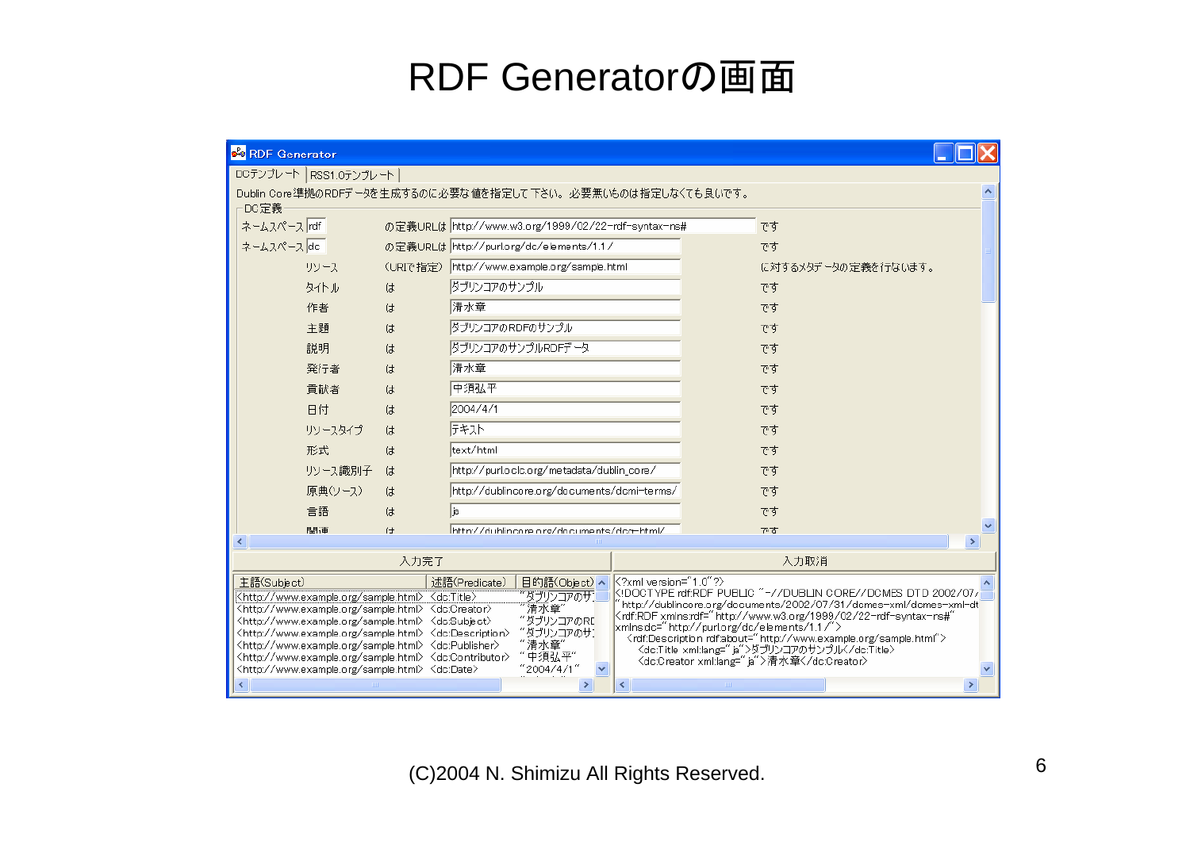# RDF Generatorの画面

**RDF Generator**

DCテンプレート | RSS1.0テンプレート

Dublin Core準拠のRDFデータを生成するのに必要な値を指定して下さい。必要無いものは指定しなくても良いです。

DC定義

| | | | |
|---|---|---|---|
| ネームスペース rdf | の定義URLは | http://www.w3.org/1999/02/22-rdf-syntax-ns# | です |
| ネームスペース dc | の定義URLは | http://purl.org/dc/elements/1.1/ | です |
| リソース | (URIで指定) | http://www.example.org/sample.html | に対するメタデータの定義を行ないます。 |
| タイトル | は | ダブリンコアのサンプル | です |
| 作者 | は | 清水章 | です |
| 主題 | は | ダブリンコアのRDFのサンプル | です |
| 説明 | は | ダブリンコアのサンプルRDFデータ | です |
| 発行者 | は | 清水章 | です |
| 貢献者 | は | 中須弘平 | です |
| 日付 | は | 2004/4/1 | です |
| リソースタイプ | は | テキスト | です |
| 形式 | は | text/html | です |
| リソース識別子 | は | http://purl.oclc.org/metadata/dublin_core/ | です |
| 原典(ソース) | は | http://dublincore.org/documents/dcmi-terms/ | です |
| 言語 | は | ja | です |
| 関連 | は | http://dublincore.org/documents/dcq-html/ | です |

入力完了 | 入力取消

| 主語(Subject) | 述語(Predicate) | 目的語(Object) |
|---|---|---|
| <http://www.example.org/sample.html> | <dc:Title> | "ダブリンコアのサ |
| <http://www.example.org/sample.html> | <dc:Creator> | "清水章" |
| <http://www.example.org/sample.html> | <dc:Subject> | "ダブリンコアのRD |
| <http://www.example.org/sample.html> | <dc:Description> | "ダブリンコアのサ |
| <http://www.example.org/sample.html> | <dc:Publisher> | "清水章" |
| <http://www.example.org/sample.html> | <dc:Contributor> | "中須弘平" |
| <http://www.example.org/sample.html> | <dc:Date> | "2004/4/1" |

```
<?xml version="1.0"?>
<!DOCTYPE rdf:RDF PUBLIC "-//DUBLIN CORE//DCMES DTD 2002/07/
"http://dublincore.org/documents/2002/07/31/dcmes-xml/dcmes-xml-dt
<rdf:RDF xmlns:rdf="http://www.w3.org/1999/02/22-rdf-syntax-ns#"
xmlns:dc="http://purl.org/dc/elements/1.1/">
  <rdf:Description rdf:about="http://www.example.org/sample.html">
    <dc:Title xml:lang="ja">ダブリンコアのサンプル</dc:Title>
    <dc:Creator xml:lang="ja">清水章</dc:Creator>
```

(C)2004 N. Shimizu All Rights Reserved.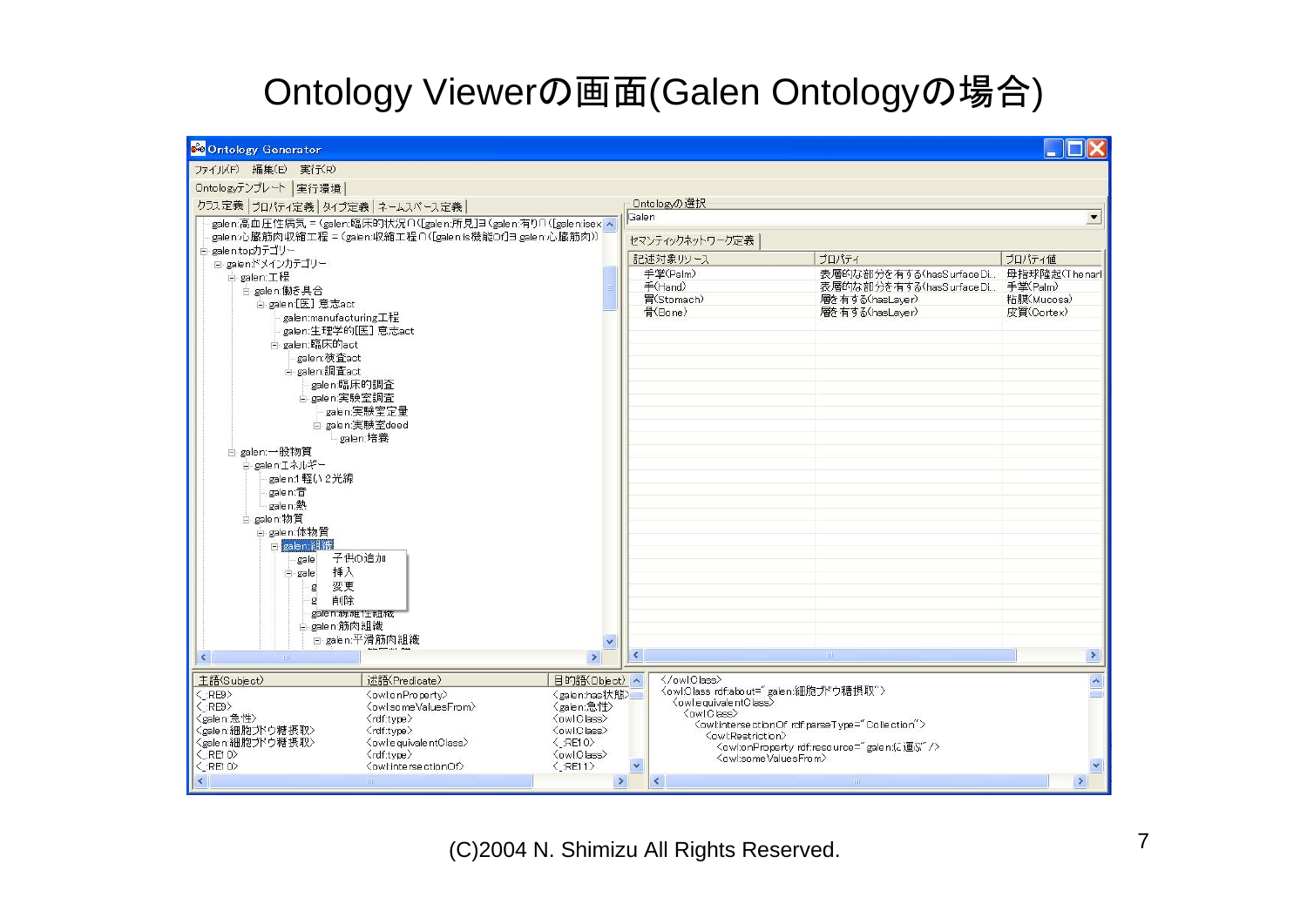# Ontology Viewerの画面(Galen Ontologyの場合)

Ontology Generator

ファイル(F) 編集(E) 実行(R)

Ontologyテンプレート | 実行環境

クラス定義 | プロパティ定義 | タイプ定義 | ネームスペース定義

- galen:高血圧性病気 = (galen:臨床的状況∩([galen:所見]∃(galen:有り∩([galen:isex
- galen:心臓筋肉収縮工程 = (galen:収縮工程∩([galen:is機能of]∃ galen:心臓筋肉))
- galen:topカテゴリー
  - galen:ドメインカテゴリー
    - galen:工程
      - galen:働き具合
        - galen:[医] 意志act
          - galen:manufacturing工程
          - galen:生理学的[医] 意志act
          - galen:臨床的act
            - galen:検査act
            - galen:調査act
              - galen:臨床的調査
              - galen:実験室調査
                - galen:実験室定量
                - galen:実験室deed
                  - galen:培養
    - galen:一般物質
      - galen:エネルギー
        - galen:1 軽い 2光線
        - galen:音
        - galen:熱
      - galen:物質
        - galen:体物質
          - galen:組織
            - gale… (子供の追加 / 挿入 / 変更 / 削除)
            - galen:線維性組織
            - galen:筋肉組織
              - galen:平滑筋肉組織

Ontologyの選択: Galen

セマンティックネットワーク定義

| 記述対象リソース | プロパティ | プロパティ値 |
|---|---|---|
| 手掌(Palm) | 表層的な部分を有する(hasSurfaceDi… | 母指球隆起(Thenar… |
| 手(Hand) | 表層的な部分を有する(hasSurfaceDi… | 手掌(Palm) |
| 胃(Stomach) | 層を有する(hasLayer) | 粘膜(Mucosa) |
| 骨(Bone) | 層を有する(hasLayer) | 皮質(Cortex) |

| 主語(Subject) | 述語(Predicate) | 目的語(Object) |
|---|---|---|
| <_:RE9> | <owl:onProperty> | <galen:has状態> |
| <_:RE9> | <owl:someValuesFrom> | <galen:急性> |
| <galen:急性> | <rdf:type> | <owl:Class> |
| <galen:細胞ブドウ糖摂取> | <rdf:type> | <owl:Class> |
| <galen:細胞ブドウ糖摂取> | <owl:equivalentClass> | <_:RE10> |
| <_:RE10> | <rdf:type> | <owl:Class> |
| <_:RE10> | <owl:intersectionOf> | <_:RE11> |

```
</owl:Class>
<owl:Class rdf:about="galen:細胞ブドウ糖摂取">
  <owl:equivalentClass>
    <owl:Class>
      <owl:intersectionOf rdf:parseType="Collection">
        <owl:Restriction>
          <owl:onProperty rdf:resource="galen:に運ぶ" />
          <owl:someValuesFrom>
```

(C)2004 N. Shimizu All Rights Reserved.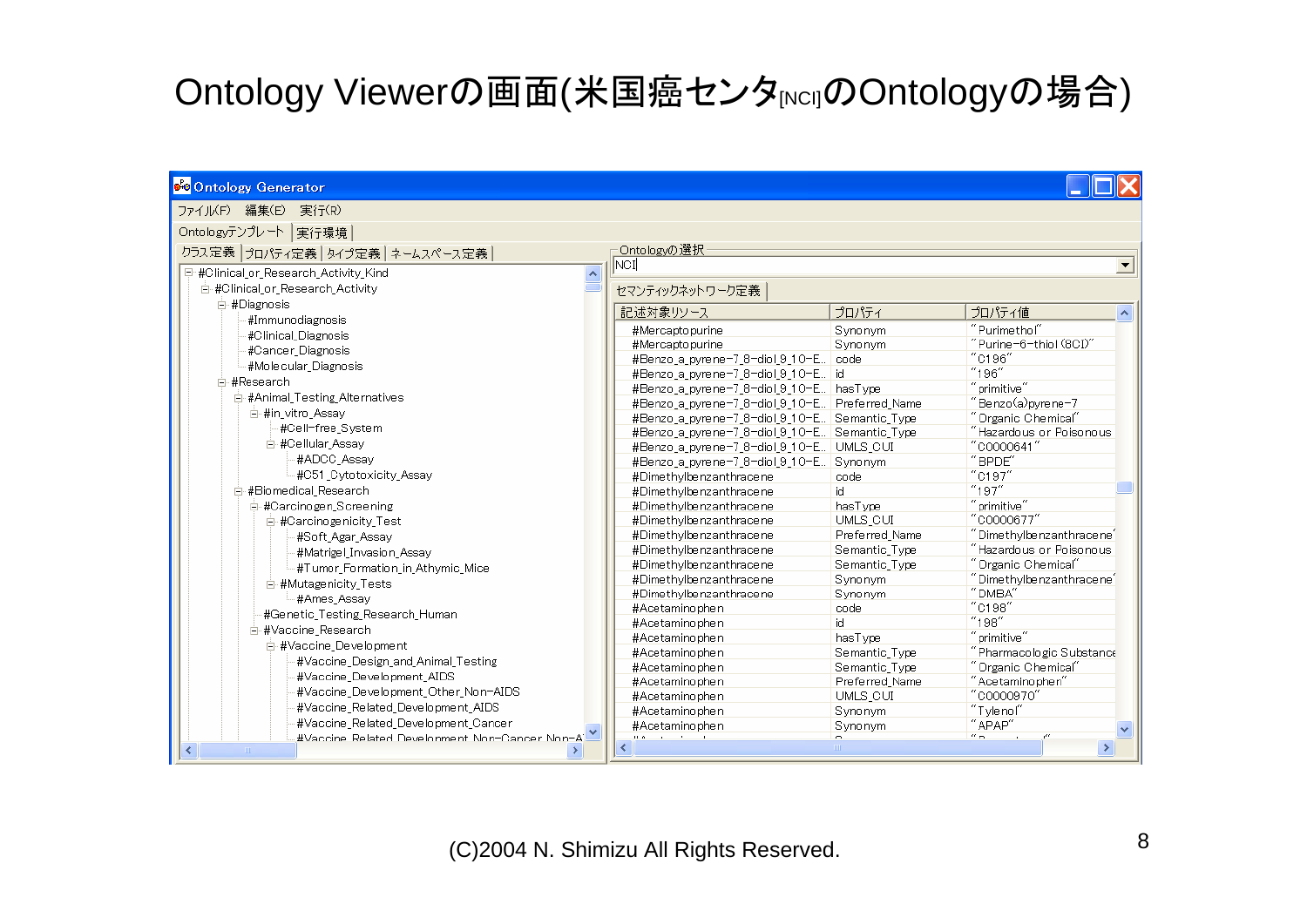# Ontology Viewerの画面(米国癌センタ[NCI]のOntologyの場合)

**Ontology Generator**

ファイル(F)　編集(E)　実行(R)

Ontologyテンプレート | 実行環境

クラス定義 | プロパティ定義 | タイプ定義 | ネームスペース定義

- #Clinical_or_Research_Activity_Kind
  - #Clinical_or_Research_Activity
    - #Diagnosis
      - #Immunodiagnosis
      - #Clinical_Diagnosis
      - #Cancer_Diagnosis
      - #Molecular_Diagnosis
    - #Research
      - #Animal_Testing_Alternatives
        - #in_vitro_Assay
          - #Cell-free_System
          - #Cellular_Assay
            - #ADCC_Assay
            - #C51_Cytotoxicity_Assay
      - #Biomedical_Research
        - #Carcinogen_Screening
          - #Carcinogenicity_Test
            - #Soft_Agar_Assay
            - #Matrigel_Invasion_Assay
            - #Tumor_Formation_in_Athymic_Mice
          - #Mutagenicity_Tests
            - #Ames_Assay
        - #Genetic_Testing_Research_Human
        - #Vaccine_Research
          - #Vaccine_Development
            - #Vaccine_Design_and_Animal_Testing
            - #Vaccine_Development_AIDS
            - #Vaccine_Development_Other_Non-AIDS
            - #Vaccine_Related_Development_AIDS
            - #Vaccine_Related_Development_Cancer
            - #Vaccine_Related_Development_Non-Cancer_Non-A

Ontologyの選択: NCI

セマンティックネットワーク定義

| 記述対象リソース | プロパティ | プロパティ値 |
|---|---|---|
| #Mercaptopurine | Synonym | "Purimethol" |
| #Mercaptopurine | Synonym | "Purine-6-thiol (8CI)" |
| #Benzo_a_pyrene-7_8-diol_9_10-E.. | code | "C196" |
| #Benzo_a_pyrene-7_8-diol_9_10-E.. | id | "196" |
| #Benzo_a_pyrene-7_8-diol_9_10-E.. | hasType | "primitive" |
| #Benzo_a_pyrene-7_8-diol_9_10-E.. | Preferred_Name | "Benzo(a)pyrene-7 |
| #Benzo_a_pyrene-7_8-diol_9_10-E.. | Semantic_Type | "Organic Chemical" |
| #Benzo_a_pyrene-7_8-diol_9_10-E.. | Semantic_Type | "Hazardous or Poisonous |
| #Benzo_a_pyrene-7_8-diol_9_10-E.. | UMLS_CUI | "C0000641" |
| #Benzo_a_pyrene-7_8-diol_9_10-E.. | Synonym | "BPDE" |
| #Dimethylbenzanthracene | code | "C197" |
| #Dimethylbenzanthracene | id | "197" |
| #Dimethylbenzanthracene | hasType | "primitive" |
| #Dimethylbenzanthracene | UMLS_CUI | "C0000677" |
| #Dimethylbenzanthracene | Preferred_Name | "Dimethylbenzanthracene" |
| #Dimethylbenzanthracene | Semantic_Type | "Hazardous or Poisonous |
| #Dimethylbenzanthracene | Semantic_Type | "Organic Chemical" |
| #Dimethylbenzanthracene | Synonym | "Dimethylbenzanthracene" |
| #Dimethylbenzanthracene | Synonym | "DMBA" |
| #Acetaminophen | code | "C198" |
| #Acetaminophen | id | "198" |
| #Acetaminophen | hasType | "primitive" |
| #Acetaminophen | Semantic_Type | "Pharmacologic Substance |
| #Acetaminophen | Semantic_Type | "Organic Chemical" |
| #Acetaminophen | Preferred_Name | "Acetaminophen" |
| #Acetaminophen | UMLS_CUI | "C0000970" |
| #Acetaminophen | Synonym | "Tylenol" |
| #Acetaminophen | Synonym | "APAP" |

(C)2004 N. Shimizu All Rights Reserved.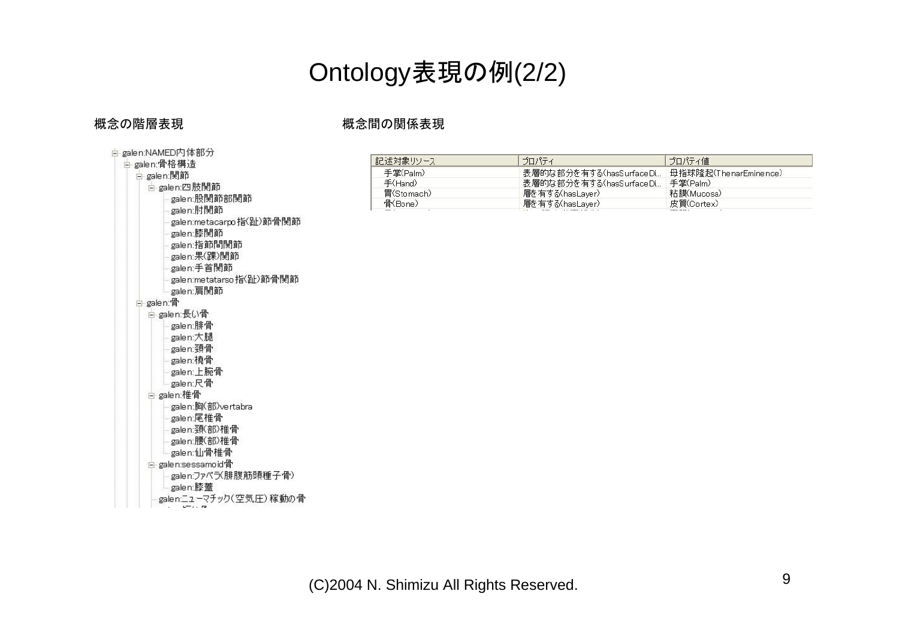# Ontology表現の例(2/2)

**概念の階層表現**

- galen:NAMED内体部分
  - galen:骨格構造
    - galen:関節
      - galen:四肢関節
        - galen:股関節部関節
        - galen:肘関節
        - galen:metacarpo指(趾)節骨関節
        - galen:膝関節
        - galen:指節間関節
        - galen:果(踝)関節
        - galen:手首関節
        - galen:metatarso指(趾)節骨関節
        - galen:肩関節
    - galen:骨
      - galen:長い骨
        - galen:腓骨
        - galen:大腿
        - galen:頚骨
        - galen:橈骨
        - galen:上腕骨
        - galen:尺骨
      - galen:椎骨
        - galen:胸(部)vertabra
        - galen:尾椎骨
        - galen:頚(部)椎骨
        - galen:腰(部)椎骨
        - galen:仙骨椎骨
      - galen:sessamoid骨
        - galen:ファベラ(腓腹筋頭種子骨)
        - galen:膝蓋
      - galen:ニューマチック(空気圧)稼動の骨

**概念間の関係表現**

| 記述対象リソース | プロパティ | プロパティ値 |
|---|---|---|
| 手掌(Palm) | 表層的な部分を有する(hasSurfaceDi... | 母指球隆起(ThenarEminence) |
| 手(Hand) | 表層的な部分を有する(hasSurfaceDi... | 手掌(Palm) |
| 胃(Stomach) | 層を有する(hasLayer) | 粘膜(Mucosa) |
| 骨(Bone) | 層を有する(hasLayer) | 皮質(Cortex) |

(C)2004 N. Shimizu All Rights Reserved.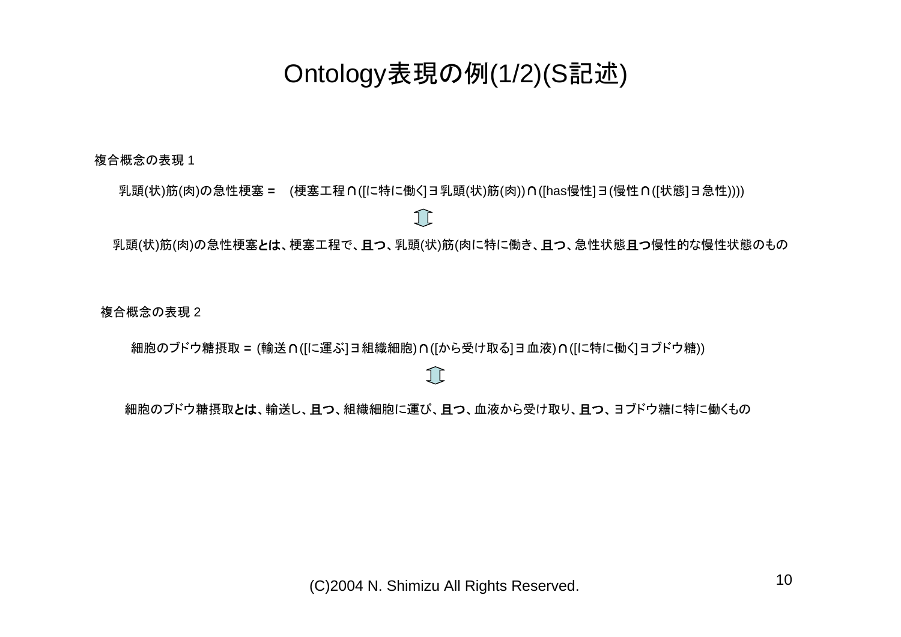# Ontology表現の例(1/2)(S記述)

複合概念の表現 1

乳頭(状)筋(肉)の急性梗塞 = (梗塞工程∩([に特に働く]∃乳頭(状)筋(肉))∩([has慢性]∃(慢性∩([状態]∃急性))))

⇕

乳頭(状)筋(肉)の急性梗塞**とは**、梗塞工程で、**且つ**、乳頭(状)筋(肉に特に働き、**且つ**、急性状態**且つ**慢性的な慢性状態のもの

複合概念の表現 2

細胞のブドウ糖摂取 = (輸送∩([に運ぶ]∃組織細胞)∩([から受け取る]∃血液)∩([に特に働く]∃ブドウ糖))

⇕

細胞のブドウ糖摂取**とは**、輸送し、**且つ**、組織細胞に運び、**且つ**、血液から受け取り、**且つ**、∃ブドウ糖に特に働くもの

(C)2004 N. Shimizu All Rights Reserved.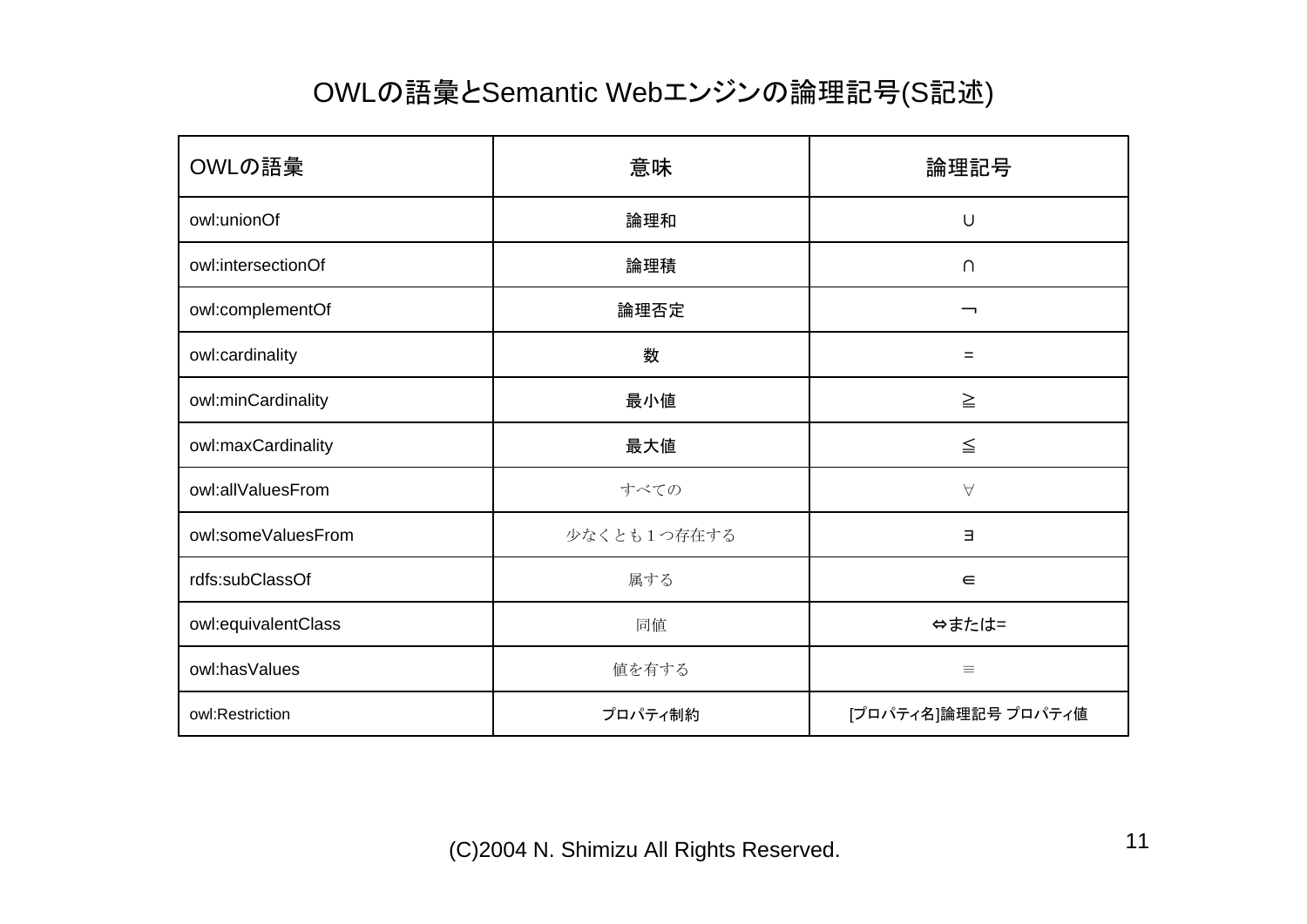# OWLの語彙とSemantic Webエンジンの論理記号(S記述)

| OWLの語彙 | 意味 | 論理記号 |
|---|---|---|
| owl:unionOf | 論理和 | ∪ |
| owl:intersectionOf | 論理積 | ∩ |
| owl:complementOf | 論理否定 | ¬ |
| owl:cardinality | 数 | = |
| owl:minCardinality | 最小値 | ≧ |
| owl:maxCardinality | 最大値 | ≦ |
| owl:allValuesFrom | すべての | ∀ |
| owl:someValuesFrom | 少なくとも１つ存在する | ∃ |
| rdfs:subClassOf | 属する | ∈ |
| owl:equivalentClass | 同値 | ⇔または= |
| owl:hasValues | 値を有する | ≡ |
| owl:Restriction | プロパティ制約 | [プロパティ名]論理記号 プロパティ値 |

(C)2004 N. Shimizu All Rights Reserved.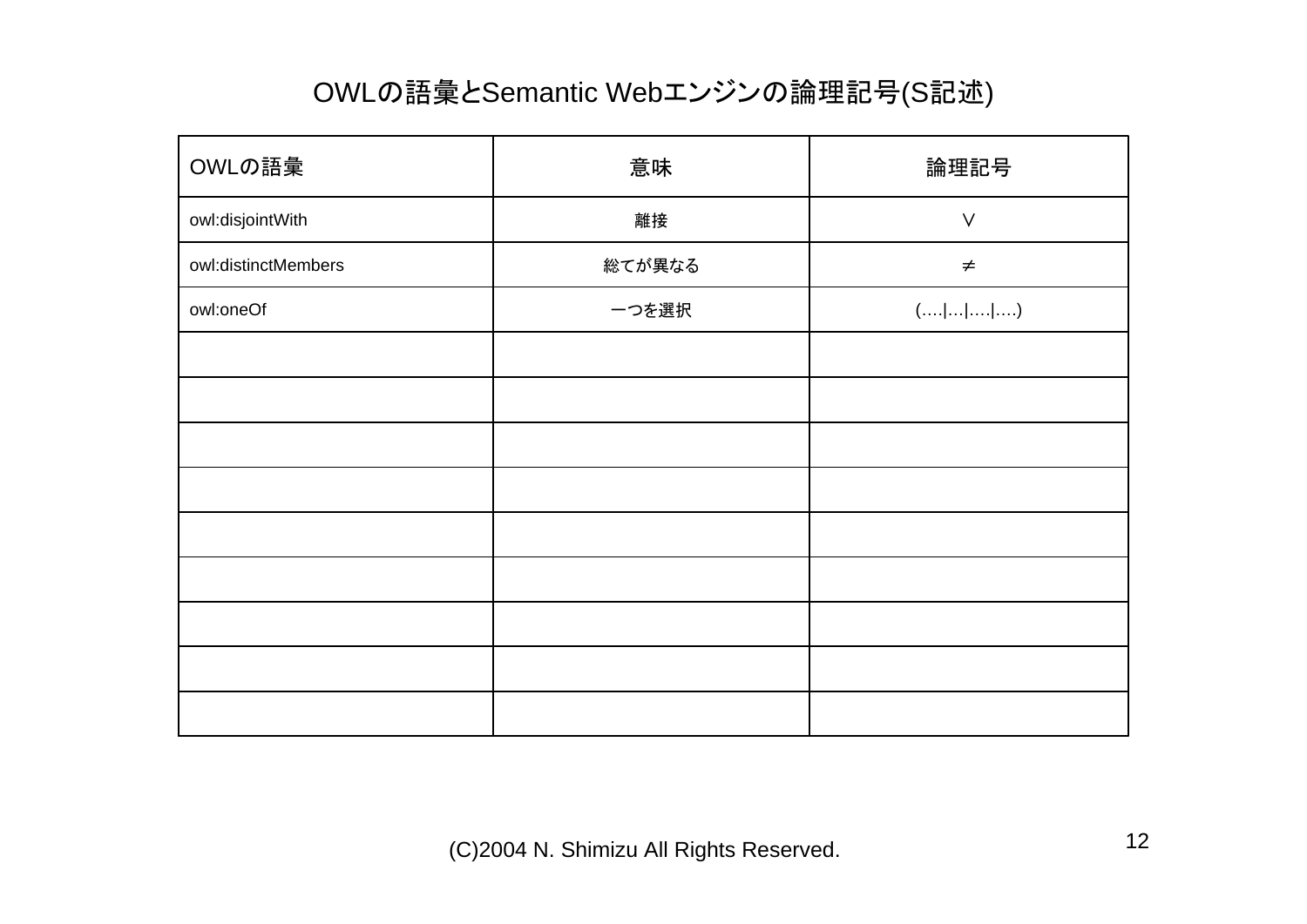# OWLの語彙とSemantic Webエンジンの論理記号(S記述)

| OWLの語彙 | 意味 | 論理記号 |
|---|---|---|
| owl:disjointWith | 離接 | ∨ |
| owl:distinctMembers | 総てが異なる | ≠ |
| owl:oneOf | 一つを選択 | (….|…|….|….) |
| | | |
| | | |
| | | |
| | | |
| | | |
| | | |
| | | |
| | | |
| | | |

(C)2004 N. Shimizu All Rights Reserved.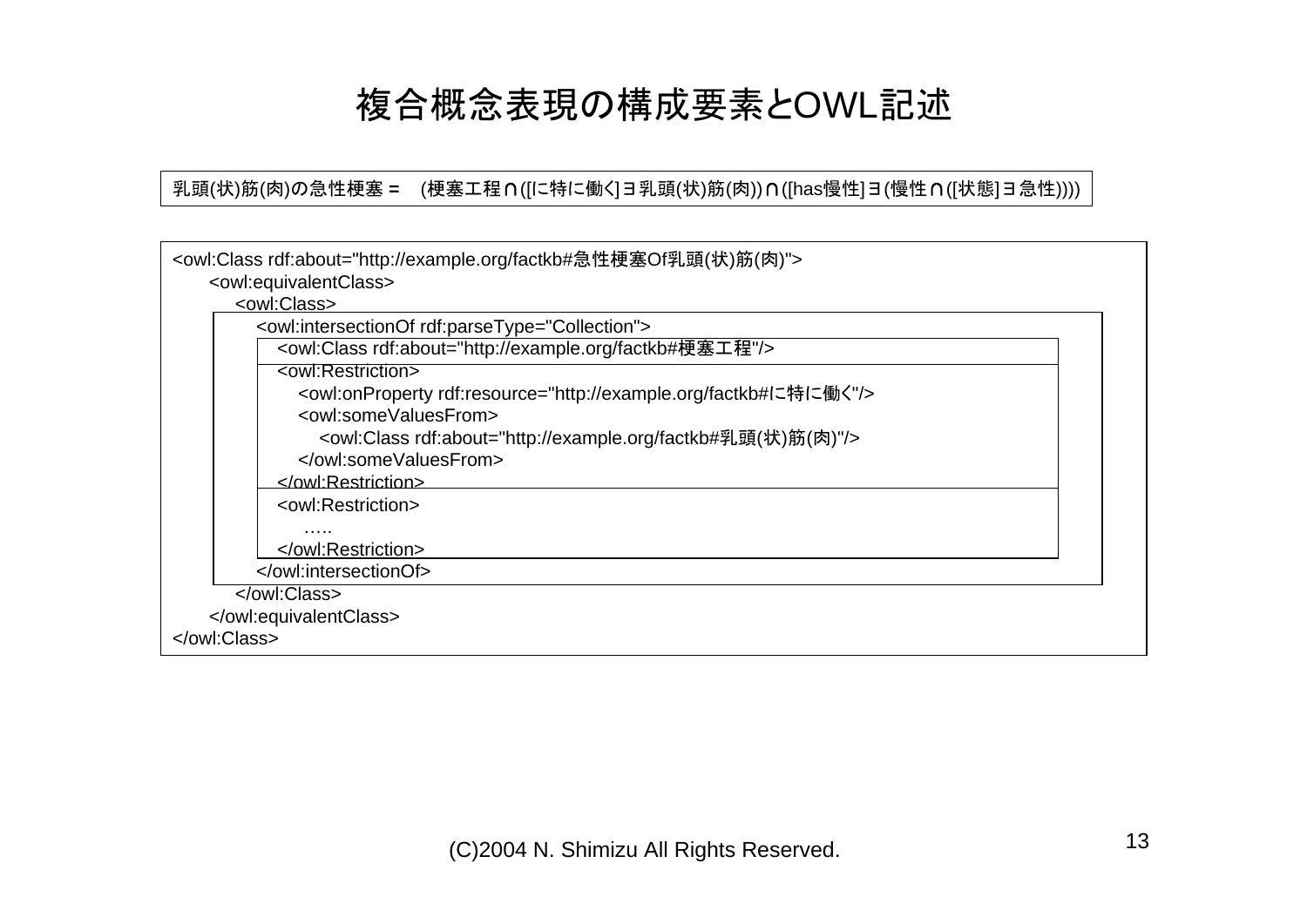# 複合概念表現の構成要素とOWL記述

乳頭(状)筋(肉)の急性梗塞 = (梗塞工程∩([に特に働く]∃乳頭(状)筋(肉))∩([has慢性]∃(慢性∩([状態]∃急性))))

```
<owl:Class rdf:about="http://example.org/factkb#急性梗塞Of乳頭(状)筋(肉)">
    <owl:equivalentClass>
        <owl:Class>
            <owl:intersectionOf rdf:parseType="Collection">
                <owl:Class rdf:about="http://example.org/factkb#梗塞工程"/>
                <owl:Restriction>
                    <owl:onProperty rdf:resource="http://example.org/factkb#に特に働く"/>
                    <owl:someValuesFrom>
                        <owl:Class rdf:about="http://example.org/factkb#乳頭(状)筋(肉)"/>
                    </owl:someValuesFrom>
                </owl:Restriction>
                <owl:Restriction>
                    .....
                </owl:Restriction>
            </owl:intersectionOf>
        </owl:Class>
    </owl:equivalentClass>
</owl:Class>
```

(C)2004 N. Shimizu All Rights Reserved.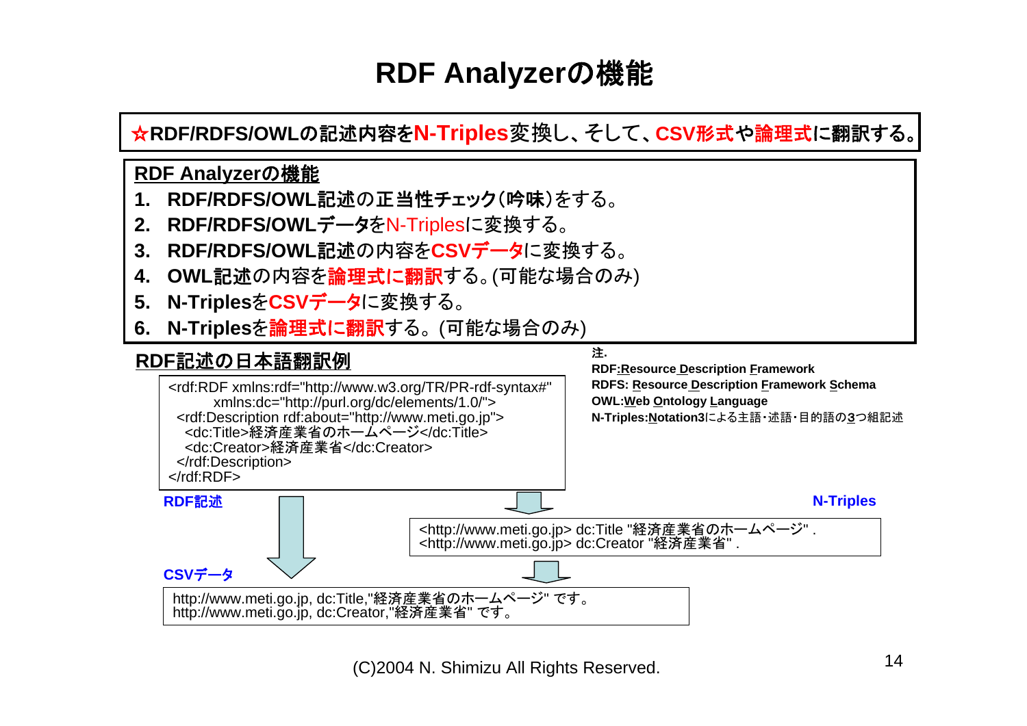# RDF Analyzerの機能

**☆RDF/RDFS/OWLの記述内容をN-Triples変換し、そして、CSV形式や論理式に翻訳する。**

## RDF Analyzerの機能

1. **RDF/RDFS/OWL記述**の正当性チェック(**吟味**)をする。
2. **RDF/RDFS/OWLデータ**をN-Triplesに変換する。
3. **RDF/RDFS/OWL記述**の内容を**CSVデータ**に変換する。
4. **OWL記述**の内容を**論理式に翻訳**する。(可能な場合のみ)
5. **N-Triples**を**CSVデータ**に変換する。
6. **N-Triples**を**論理式に翻訳**する。(可能な場合のみ)

## RDF記述の日本語翻訳例

**RDF記述**

```
<rdf:RDF xmlns:rdf="http://www.w3.org/TR/PR-rdf-syntax#"
      xmlns:dc="http://purl.org/dc/elements/1.0/">
  <rdf:Description rdf:about="http://www.meti.go.jp">
    <dc:Title>経済産業省のホームページ</dc:Title>
    <dc:Creator>経済産業省</dc:Creator>
  </rdf:Description>
</rdf:RDF>
```

**N-Triples**

```
<http://www.meti.go.jp> dc:Title "経済産業省のホームページ" .
<http://www.meti.go.jp> dc:Creator "経済産業省" .
```

**CSVデータ**

```
http://www.meti.go.jp, dc:Title,"経済産業省のホームページ" です。
http://www.meti.go.jp, dc:Creator,"経済産業省" です。
```

**注.**
- **RDF:Resource Description Framework**
- **RDFS: Resource Description Framework Schema**
- **OWL:Web Ontology Language**
- **N-Triples:Notation3**による主語・述語・目的語の**3**つ組記述

(C)2004 N. Shimizu All Rights Reserved.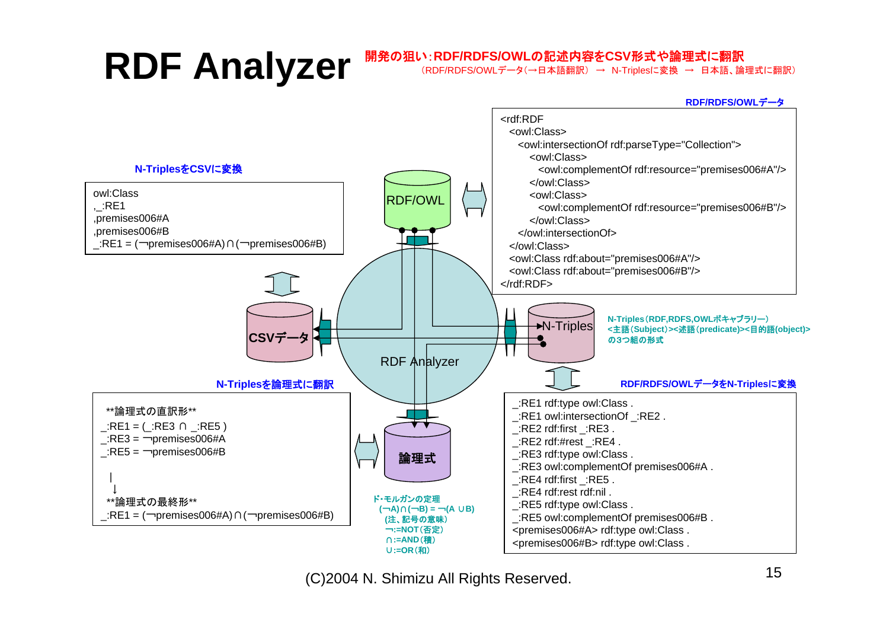# RDF Analyzer

開発の狙い：RDF/RDFS/OWLの記述内容をCSV形式や論理式に翻訳

（RDF/RDFS/OWLデータ（→日本語翻訳） → N-Triplesに変換 → 日本語、論理式に翻訳）

**RDF/RDFS/OWLデータ**

```
<rdf:RDF
  <owl:Class>
    <owl:intersectionOf rdf:parseType="Collection">
      <owl:Class>
        <owl:complementOf rdf:resource="premises006#A"/>
      </owl:Class>
      <owl:Class>
        <owl:complementOf rdf:resource="premises006#B"/>
      </owl:Class>
    </owl:intersectionOf>
  </owl:Class>
  <owl:Class rdf:about="premises006#A"/>
  <owl:Class rdf:about="premises006#B"/>
</rdf:RDF>
```

**N-TriplesをCSVに変換**

```
owl:Class
,_:RE1
,premises006#A
,premises006#B
_:RE1 = (¬premises006#A)∩(¬premises006#B)
```

RDF/OWL

CSVデータ

RDF Analyzer

N-Triples

論理式

N-Triples（RDF,RDFS,OWLボキャブラリー）
<主語（Subject)><述語（predicate)><目的語(object)>
の3つ組の形式

**RDF/RDFS/OWLデータをN-Triplesに変換**

```
_:RE1 rdf:type owl:Class .
_:RE1 owl:intersectionOf _:RE2 .
_:RE2 rdf:first _:RE3 .
_:RE2 rdf:#rest _:RE4 .
_:RE3 rdf:type owl:Class .
_:RE3 owl:complementOf premises006#A .
_:RE4 rdf:first _:RE5 .
_:RE4 rdf:rest rdf:nil .
_:RE5 rdf:type owl:Class .
_:RE5 owl:complementOf premises006#B .
<premises006#A> rdf:type owl:Class .
<premises006#B> rdf:type owl:Class .
```

**N-Triplesを論理式に翻訳**

```
**論理式の直訳形**
_:RE1 = (_:RE3 ∩ _:RE5 )
_:RE3 = ¬premises006#A
_:RE5 = ¬premises006#B

  |
  ↓
**論理式の最終形**
_:RE1 = (¬premises006#A)∩(¬premises006#B)
```

ド・モルガンの定理
$(\neg A)\cap(\neg B) = \neg(A \cup B)$
（注、記号の意味）
¬:=NOT（否定）
∩:=AND（積）
∪:=OR（和）

(C)2004 N. Shimizu All Rights Reserved.